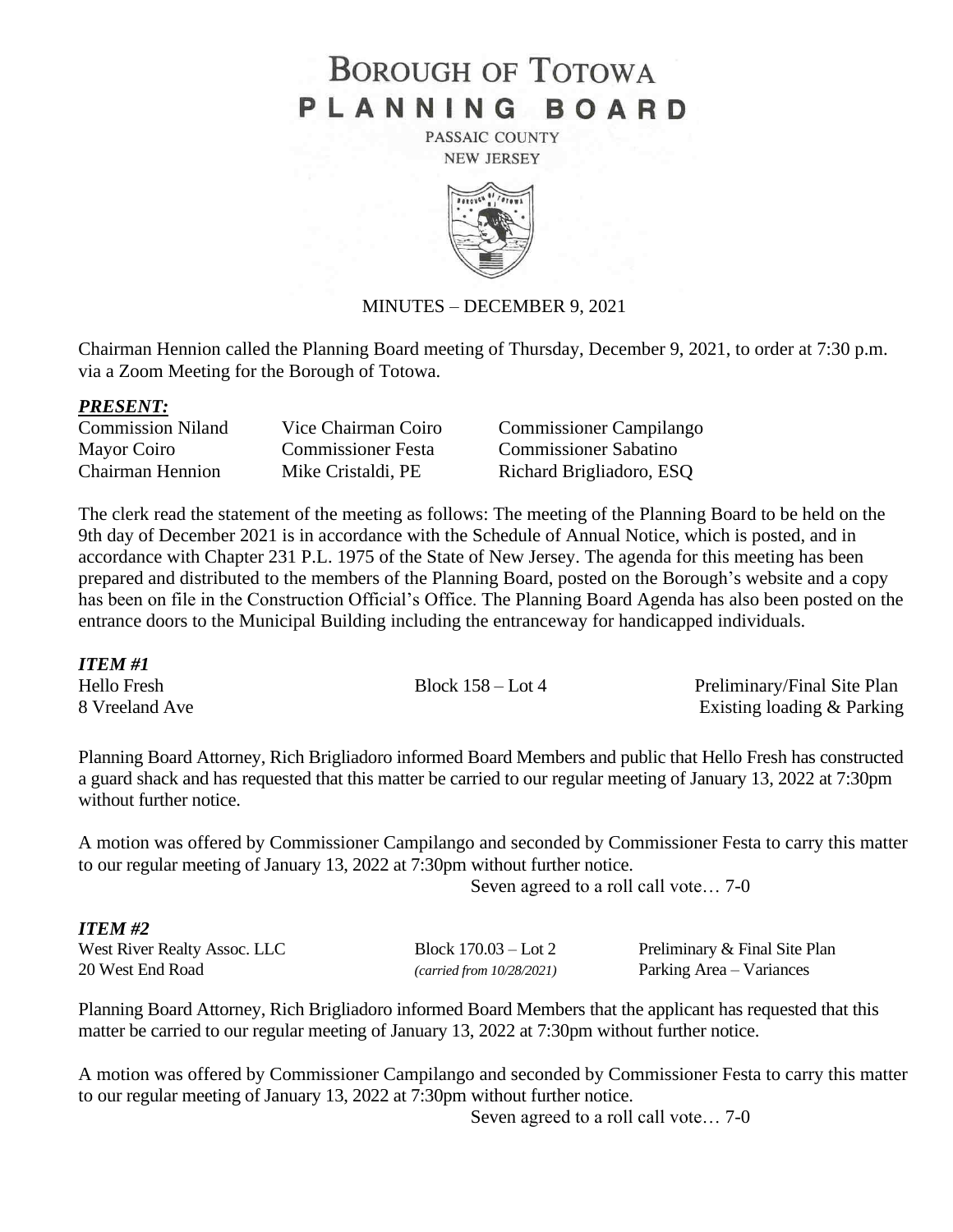# BOROUGH OF TOTOWA
## PLANNING BOARD

PASSAIC COUNTY
NEW JERSEY

MINUTES – DECEMBER 9, 2021

Chairman Hennion called the Planning Board meeting of Thursday, December 9, 2021, to order at 7:30 p.m. via a Zoom Meeting for the Borough of Totowa.

***PRESENT:***

| | | |
|---|---|---|
| Commission Niland | Vice Chairman Coiro | Commissioner Campilango |
| Mayor Coiro | Commissioner Festa | Commissioner Sabatino |
| Chairman Hennion | Mike Cristaldi, PE | Richard Brigliadoro, ESQ |

The clerk read the statement of the meeting as follows: The meeting of the Planning Board to be held on the 9th day of December 2021 is in accordance with the Schedule of Annual Notice, which is posted, and in accordance with Chapter 231 P.L. 1975 of the State of New Jersey. The agenda for this meeting has been prepared and distributed to the members of the Planning Board, posted on the Borough's website and a copy has been on file in the Construction Official's Office. The Planning Board Agenda has also been posted on the entrance doors to the Municipal Building including the entranceway for handicapped individuals.

***ITEM #1***

| | | |
|---|---|---|
| Hello Fresh | Block 158 – Lot 4 | Preliminary/Final Site Plan |
| 8 Vreeland Ave | | Existing loading & Parking |

Planning Board Attorney, Rich Brigliadoro informed Board Members and public that Hello Fresh has constructed a guard shack and has requested that this matter be carried to our regular meeting of January 13, 2022 at 7:30pm without further notice.

A motion was offered by Commissioner Campilango and seconded by Commissioner Festa to carry this matter to our regular meeting of January 13, 2022 at 7:30pm without further notice.

Seven agreed to a roll call vote… 7-0

***ITEM #2***

| | | |
|---|---|---|
| West River Realty Assoc. LLC | Block 170.03 – Lot 2 | Preliminary & Final Site Plan |
| 20 West End Road | *(carried from 10/28/2021)* | Parking Area – Variances |

Planning Board Attorney, Rich Brigliadoro informed Board Members that the applicant has requested that this matter be carried to our regular meeting of January 13, 2022 at 7:30pm without further notice.

A motion was offered by Commissioner Campilango and seconded by Commissioner Festa to carry this matter to our regular meeting of January 13, 2022 at 7:30pm without further notice.

Seven agreed to a roll call vote… 7-0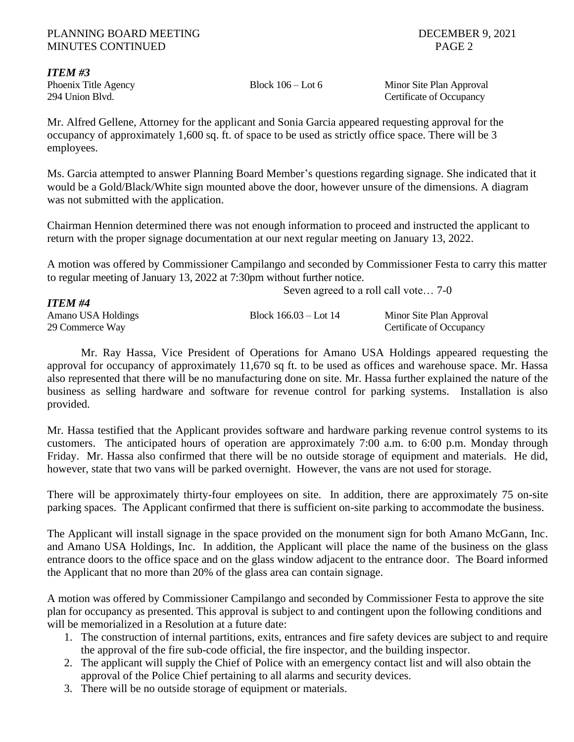### *ITEM #3*

| | | |
|---|---|---|
| Phoenix Title Agency | Block 106 – Lot 6 | Minor Site Plan Approval |
| 294 Union Blvd. | | Certificate of Occupancy |

Mr. Alfred Gellene, Attorney for the applicant and Sonia Garcia appeared requesting approval for the occupancy of approximately 1,600 sq. ft. of space to be used as strictly office space. There will be 3 employees.

Ms. Garcia attempted to answer Planning Board Member's questions regarding signage. She indicated that it would be a Gold/Black/White sign mounted above the door, however unsure of the dimensions. A diagram was not submitted with the application.

Chairman Hennion determined there was not enough information to proceed and instructed the applicant to return with the proper signage documentation at our next regular meeting on January 13, 2022.

A motion was offered by Commissioner Campilango and seconded by Commissioner Festa to carry this matter to regular meeting of January 13, 2022 at 7:30pm without further notice.

Seven agreed to a roll call vote… 7-0

### *ITEM #4*

| | | |
|---|---|---|
| Amano USA Holdings | Block 166.03 – Lot 14 | Minor Site Plan Approval |
| 29 Commerce Way | | Certificate of Occupancy |

Mr. Ray Hassa, Vice President of Operations for Amano USA Holdings appeared requesting the approval for occupancy of approximately 11,670 sq ft. to be used as offices and warehouse space. Mr. Hassa also represented that there will be no manufacturing done on site. Mr. Hassa further explained the nature of the business as selling hardware and software for revenue control for parking systems. Installation is also provided.

Mr. Hassa testified that the Applicant provides software and hardware parking revenue control systems to its customers. The anticipated hours of operation are approximately 7:00 a.m. to 6:00 p.m. Monday through Friday. Mr. Hassa also confirmed that there will be no outside storage of equipment and materials. He did, however, state that two vans will be parked overnight. However, the vans are not used for storage.

There will be approximately thirty-four employees on site. In addition, there are approximately 75 on-site parking spaces. The Applicant confirmed that there is sufficient on-site parking to accommodate the business.

The Applicant will install signage in the space provided on the monument sign for both Amano McGann, Inc. and Amano USA Holdings, Inc. In addition, the Applicant will place the name of the business on the glass entrance doors to the office space and on the glass window adjacent to the entrance door. The Board informed the Applicant that no more than 20% of the glass area can contain signage.

A motion was offered by Commissioner Campilango and seconded by Commissioner Festa to approve the site plan for occupancy as presented. This approval is subject to and contingent upon the following conditions and will be memorialized in a Resolution at a future date:

1. The construction of internal partitions, exits, entrances and fire safety devices are subject to and require the approval of the fire sub-code official, the fire inspector, and the building inspector.
2. The applicant will supply the Chief of Police with an emergency contact list and will also obtain the approval of the Police Chief pertaining to all alarms and security devices.
3. There will be no outside storage of equipment or materials.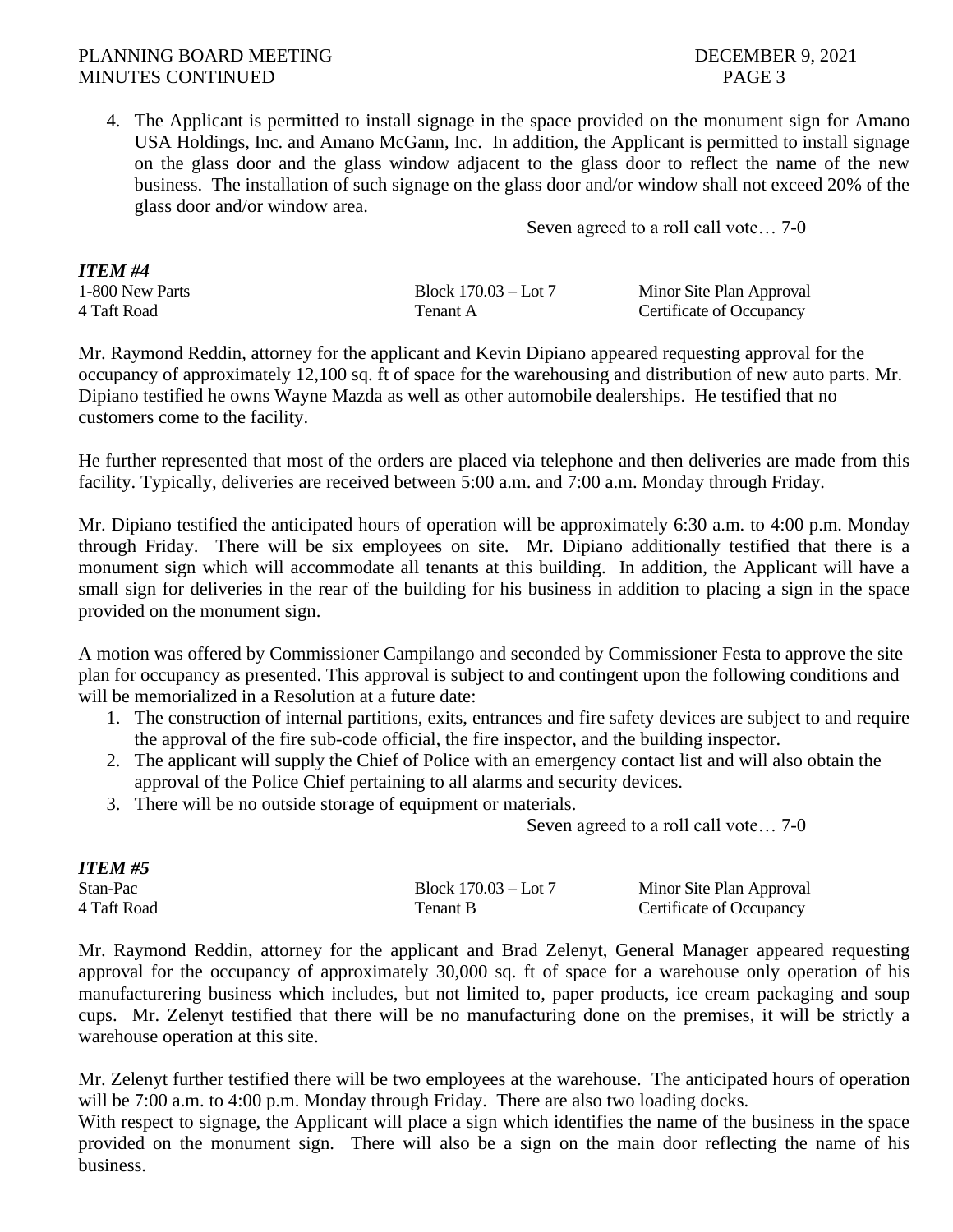4. The Applicant is permitted to install signage in the space provided on the monument sign for Amano USA Holdings, Inc. and Amano McGann, Inc. In addition, the Applicant is permitted to install signage on the glass door and the glass window adjacent to the glass door to reflect the name of the new business. The installation of such signage on the glass door and/or window shall not exceed 20% of the glass door and/or window area.

Seven agreed to a roll call vote… 7-0

***ITEM #4***

| | | |
|---|---|---|
| 1-800 New Parts | Block 170.03 – Lot 7 | Minor Site Plan Approval |
| 4 Taft Road | Tenant A | Certificate of Occupancy |

Mr. Raymond Reddin, attorney for the applicant and Kevin Dipiano appeared requesting approval for the occupancy of approximately 12,100 sq. ft of space for the warehousing and distribution of new auto parts. Mr. Dipiano testified he owns Wayne Mazda as well as other automobile dealerships. He testified that no customers come to the facility.

He further represented that most of the orders are placed via telephone and then deliveries are made from this facility. Typically, deliveries are received between 5:00 a.m. and 7:00 a.m. Monday through Friday.

Mr. Dipiano testified the anticipated hours of operation will be approximately 6:30 a.m. to 4:00 p.m. Monday through Friday. There will be six employees on site. Mr. Dipiano additionally testified that there is a monument sign which will accommodate all tenants at this building. In addition, the Applicant will have a small sign for deliveries in the rear of the building for his business in addition to placing a sign in the space provided on the monument sign.

A motion was offered by Commissioner Campilango and seconded by Commissioner Festa to approve the site plan for occupancy as presented. This approval is subject to and contingent upon the following conditions and will be memorialized in a Resolution at a future date:

1. The construction of internal partitions, exits, entrances and fire safety devices are subject to and require the approval of the fire sub-code official, the fire inspector, and the building inspector.
2. The applicant will supply the Chief of Police with an emergency contact list and will also obtain the approval of the Police Chief pertaining to all alarms and security devices.
3. There will be no outside storage of equipment or materials.

Seven agreed to a roll call vote… 7-0

***ITEM #5***

| | | |
|---|---|---|
| Stan-Pac | Block 170.03 – Lot 7 | Minor Site Plan Approval |
| 4 Taft Road | Tenant B | Certificate of Occupancy |

Mr. Raymond Reddin, attorney for the applicant and Brad Zelenyt, General Manager appeared requesting approval for the occupancy of approximately 30,000 sq. ft of space for a warehouse only operation of his manufacturering business which includes, but not limited to, paper products, ice cream packaging and soup cups. Mr. Zelenyt testified that there will be no manufacturing done on the premises, it will be strictly a warehouse operation at this site.

Mr. Zelenyt further testified there will be two employees at the warehouse. The anticipated hours of operation will be 7:00 a.m. to 4:00 p.m. Monday through Friday. There are also two loading docks.
With respect to signage, the Applicant will place a sign which identifies the name of the business in the space provided on the monument sign. There will also be a sign on the main door reflecting the name of his business.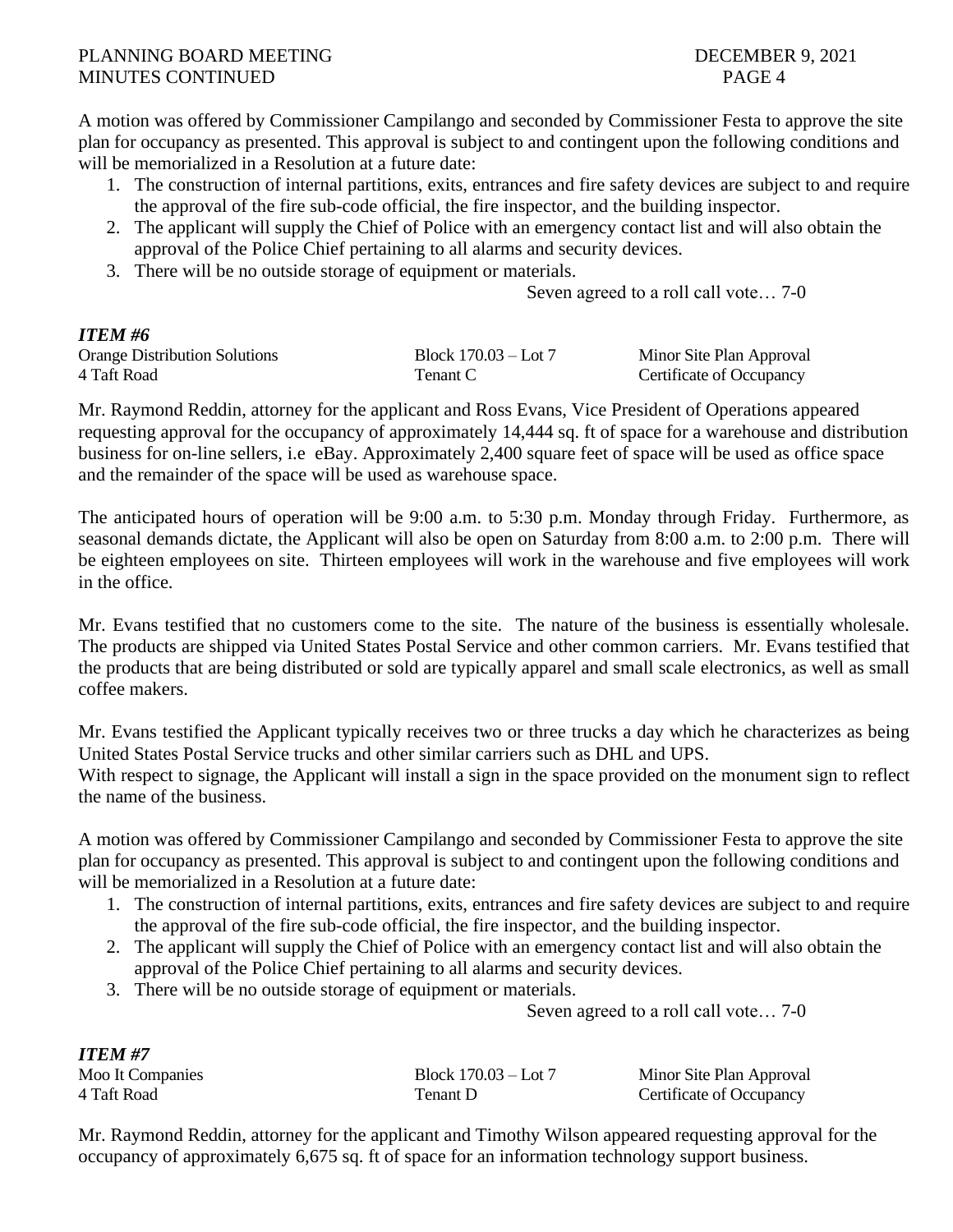A motion was offered by Commissioner Campilango and seconded by Commissioner Festa to approve the site plan for occupancy as presented. This approval is subject to and contingent upon the following conditions and will be memorialized in a Resolution at a future date:

1. The construction of internal partitions, exits, entrances and fire safety devices are subject to and require the approval of the fire sub-code official, the fire inspector, and the building inspector.
2. The applicant will supply the Chief of Police with an emergency contact list and will also obtain the approval of the Police Chief pertaining to all alarms and security devices.
3. There will be no outside storage of equipment or materials.

Seven agreed to a roll call vote… 7-0

***ITEM #6***

| | | |
|---|---|---|
| Orange Distribution Solutions | Block 170.03 – Lot 7 | Minor Site Plan Approval |
| 4 Taft Road | Tenant C | Certificate of Occupancy |

Mr. Raymond Reddin, attorney for the applicant and Ross Evans, Vice President of Operations appeared requesting approval for the occupancy of approximately 14,444 sq. ft of space for a warehouse and distribution business for on-line sellers, i.e eBay. Approximately 2,400 square feet of space will be used as office space and the remainder of the space will be used as warehouse space.

The anticipated hours of operation will be 9:00 a.m. to 5:30 p.m. Monday through Friday. Furthermore, as seasonal demands dictate, the Applicant will also be open on Saturday from 8:00 a.m. to 2:00 p.m. There will be eighteen employees on site. Thirteen employees will work in the warehouse and five employees will work in the office.

Mr. Evans testified that no customers come to the site. The nature of the business is essentially wholesale. The products are shipped via United States Postal Service and other common carriers. Mr. Evans testified that the products that are being distributed or sold are typically apparel and small scale electronics, as well as small coffee makers.

Mr. Evans testified the Applicant typically receives two or three trucks a day which he characterizes as being United States Postal Service trucks and other similar carriers such as DHL and UPS.
With respect to signage, the Applicant will install a sign in the space provided on the monument sign to reflect the name of the business.

A motion was offered by Commissioner Campilango and seconded by Commissioner Festa to approve the site plan for occupancy as presented. This approval is subject to and contingent upon the following conditions and will be memorialized in a Resolution at a future date:

1. The construction of internal partitions, exits, entrances and fire safety devices are subject to and require the approval of the fire sub-code official, the fire inspector, and the building inspector.
2. The applicant will supply the Chief of Police with an emergency contact list and will also obtain the approval of the Police Chief pertaining to all alarms and security devices.
3. There will be no outside storage of equipment or materials.

Seven agreed to a roll call vote… 7-0

***ITEM #7***

| | | |
|---|---|---|
| Moo It Companies | Block 170.03 – Lot 7 | Minor Site Plan Approval |
| 4 Taft Road | Tenant D | Certificate of Occupancy |

Mr. Raymond Reddin, attorney for the applicant and Timothy Wilson appeared requesting approval for the occupancy of approximately 6,675 sq. ft of space for an information technology support business.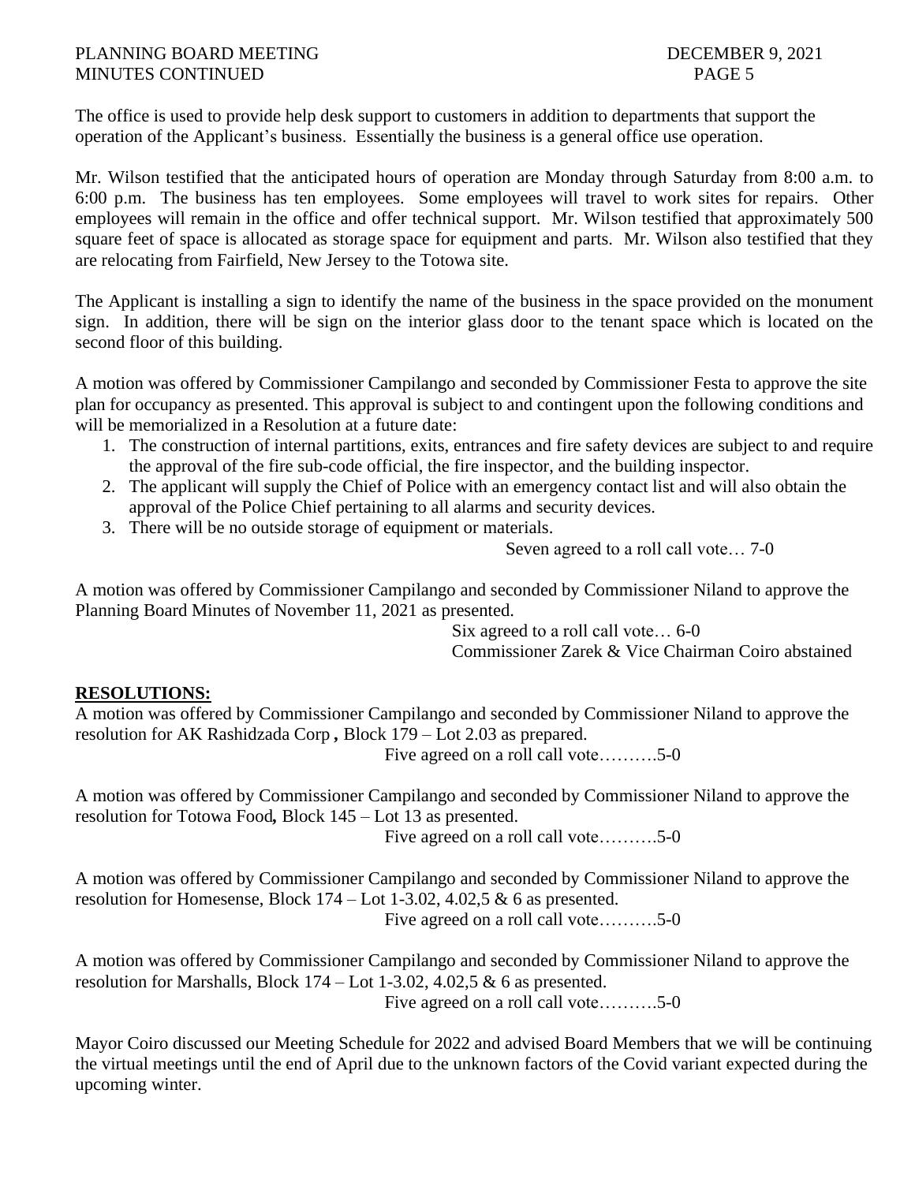The office is used to provide help desk support to customers in addition to departments that support the operation of the Applicant's business. Essentially the business is a general office use operation.

Mr. Wilson testified that the anticipated hours of operation are Monday through Saturday from 8:00 a.m. to 6:00 p.m. The business has ten employees. Some employees will travel to work sites for repairs. Other employees will remain in the office and offer technical support. Mr. Wilson testified that approximately 500 square feet of space is allocated as storage space for equipment and parts. Mr. Wilson also testified that they are relocating from Fairfield, New Jersey to the Totowa site.

The Applicant is installing a sign to identify the name of the business in the space provided on the monument sign. In addition, there will be sign on the interior glass door to the tenant space which is located on the second floor of this building.

A motion was offered by Commissioner Campilango and seconded by Commissioner Festa to approve the site plan for occupancy as presented. This approval is subject to and contingent upon the following conditions and will be memorialized in a Resolution at a future date:

1. The construction of internal partitions, exits, entrances and fire safety devices are subject to and require the approval of the fire sub-code official, the fire inspector, and the building inspector.
2. The applicant will supply the Chief of Police with an emergency contact list and will also obtain the approval of the Police Chief pertaining to all alarms and security devices.
3. There will be no outside storage of equipment or materials.

Seven agreed to a roll call vote… 7-0

A motion was offered by Commissioner Campilango and seconded by Commissioner Niland to approve the Planning Board Minutes of November 11, 2021 as presented.

Six agreed to a roll call vote… 6-0
Commissioner Zarek & Vice Chairman Coiro abstained

**RESOLUTIONS:**

A motion was offered by Commissioner Campilango and seconded by Commissioner Niland to approve the resolution for AK Rashidzada Corp **,** Block 179 – Lot 2.03 as prepared.

Five agreed on a roll call vote……….5-0

A motion was offered by Commissioner Campilango and seconded by Commissioner Niland to approve the resolution for Totowa Food*,* Block 145 – Lot 13 as presented.

Five agreed on a roll call vote……….5-0

A motion was offered by Commissioner Campilango and seconded by Commissioner Niland to approve the resolution for Homesense, Block 174 – Lot 1-3.02, 4.02,5 & 6 as presented.

Five agreed on a roll call vote……….5-0

A motion was offered by Commissioner Campilango and seconded by Commissioner Niland to approve the resolution for Marshalls, Block 174 – Lot 1-3.02, 4.02,5 & 6 as presented.

Five agreed on a roll call vote……….5-0

Mayor Coiro discussed our Meeting Schedule for 2022 and advised Board Members that we will be continuing the virtual meetings until the end of April due to the unknown factors of the Covid variant expected during the upcoming winter.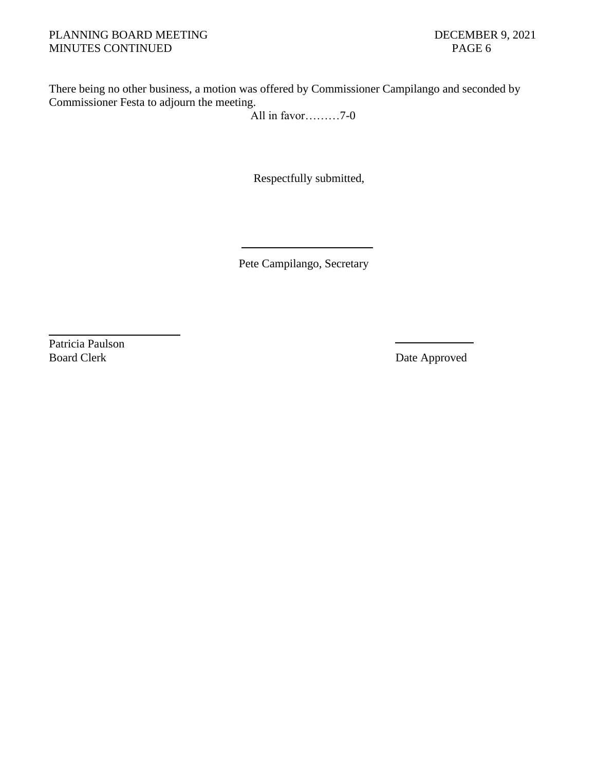There being no other business, a motion was offered by Commissioner Campilango and seconded by Commissioner Festa to adjourn the meeting.

All in favor………7-0

Respectfully submitted,

\_\_\_\_\_\_\_\_\_\_\_\_\_\_\_\_\_\_\_\_\_\_\_\_

Pete Campilango, Secretary

\_\_\_\_\_\_\_\_\_\_\_\_\_\_\_\_\_\_\_\_\_\_\_\_

Patricia Paulson
Board Clerk

\_\_\_\_\_\_\_\_\_\_\_\_\_\_

Date Approved